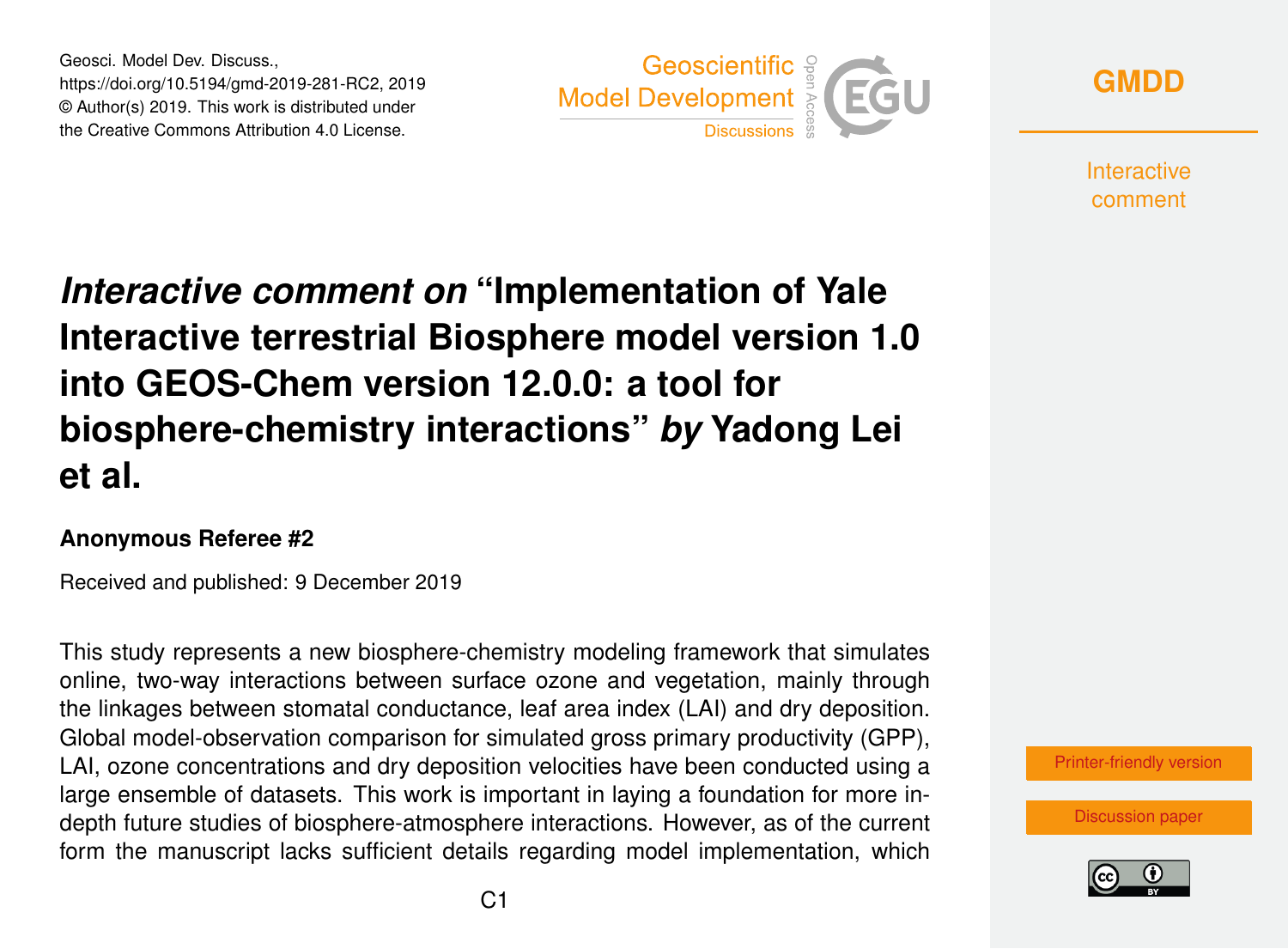# *Interactive comment on* "Implementation of Yale Interactive terrestrial Biosphere model version 1.0 into GEOS-Chem version 12.0.0: a tool for biosphere-chemistry interactions" *by* Yadong Lei et al.

**Anonymous Referee #2**

Received and published: 9 December 2019

This study represents a new biosphere-chemistry modeling framework that simulates online, two-way interactions between surface ozone and vegetation, mainly through the linkages between stomatal conductance, leaf area index (LAI) and dry deposition. Global model-observation comparison for simulated gross primary productivity (GPP), LAI, ozone concentrations and dry deposition velocities have been conducted using a large ensemble of datasets. This work is important in laying a foundation for more in-depth future studies of biosphere-atmosphere interactions. However, as of the current form the manuscript lacks sufficient details regarding model implementation, which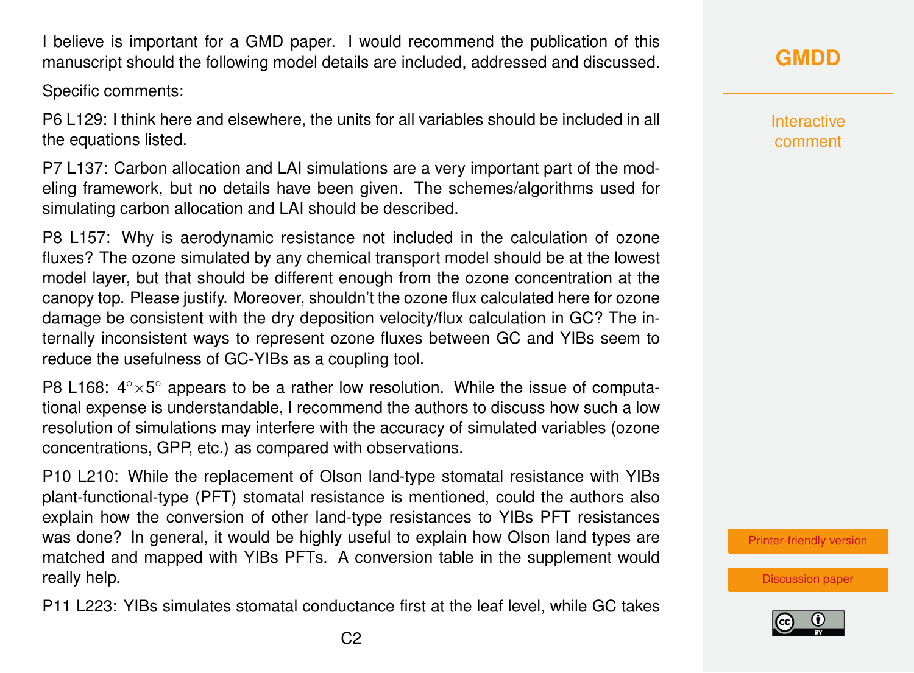I believe is important for a GMD paper. I would recommend the publication of this manuscript should the following model details are included, addressed and discussed.

Specific comments:

P6 L129: I think here and elsewhere, the units for all variables should be included in all the equations listed.

P7 L137: Carbon allocation and LAI simulations are a very important part of the modeling framework, but no details have been given. The schemes/algorithms used for simulating carbon allocation and LAI should be described.

P8 L157: Why is aerodynamic resistance not included in the calculation of ozone fluxes? The ozone simulated by any chemical transport model should be at the lowest model layer, but that should be different enough from the ozone concentration at the canopy top. Please justify. Moreover, shouldn't the ozone flux calculated here for ozone damage be consistent with the dry deposition velocity/flux calculation in GC? The internally inconsistent ways to represent ozone fluxes between GC and YIBs seem to reduce the usefulness of GC-YIBs as a coupling tool.

P8 L168: $4^\circ \times 5^\circ$ appears to be a rather low resolution. While the issue of computational expense is understandable, I recommend the authors to discuss how such a low resolution of simulations may interfere with the accuracy of simulated variables (ozone concentrations, GPP, etc.) as compared with observations.

P10 L210: While the replacement of Olson land-type stomatal resistance with YIBs plant-functional-type (PFT) stomatal resistance is mentioned, could the authors also explain how the conversion of other land-type resistances to YIBs PFT resistances was done? In general, it would be highly useful to explain how Olson land types are matched and mapped with YIBs PFTs. A conversion table in the supplement would really help.

P11 L223: YIBs simulates stomatal conductance first at the leaf level, while GC takes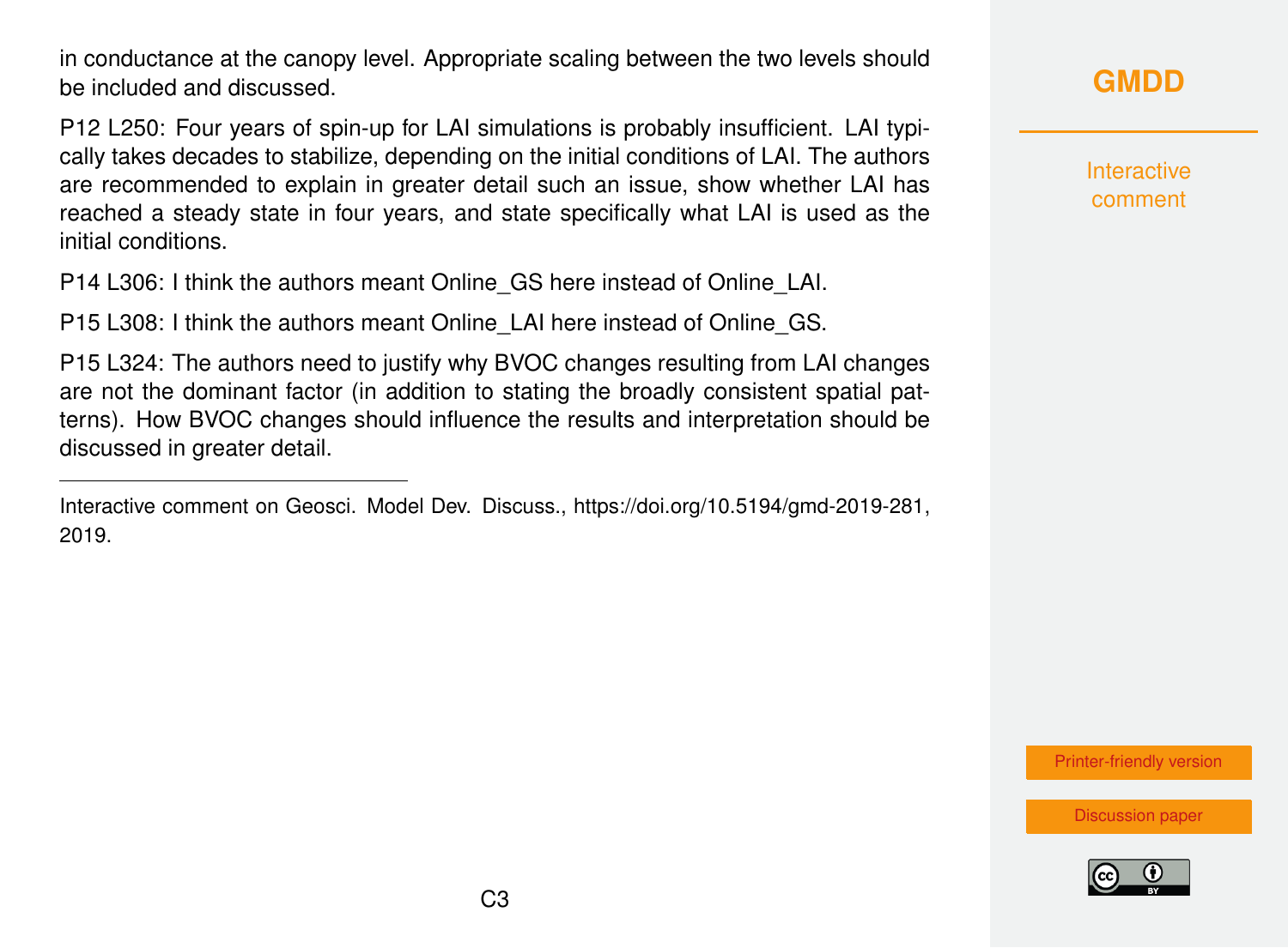in conductance at the canopy level. Appropriate scaling between the two levels should be included and discussed.

P12 L250: Four years of spin-up for LAI simulations is probably insufficient. LAI typically takes decades to stabilize, depending on the initial conditions of LAI. The authors are recommended to explain in greater detail such an issue, show whether LAI has reached a steady state in four years, and state specifically what LAI is used as the initial conditions.

P14 L306: I think the authors meant Online_GS here instead of Online_LAI.

P15 L308: I think the authors meant Online_LAI here instead of Online_GS.

P15 L324: The authors need to justify why BVOC changes resulting from LAI changes are not the dominant factor (in addition to stating the broadly consistent spatial patterns). How BVOC changes should influence the results and interpretation should be discussed in greater detail.

---

Interactive comment on Geosci. Model Dev. Discuss., https://doi.org/10.5194/gmd-2019-281, 2019.